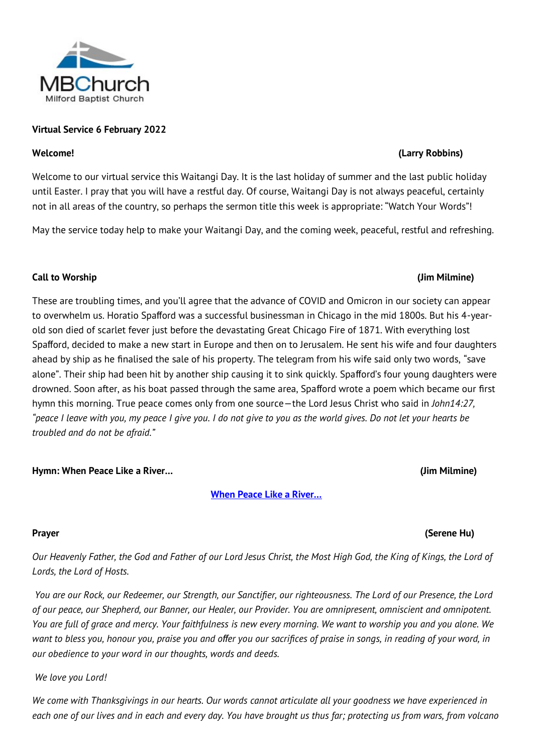MBChurch
Milford Baptist Church

**Virtual Service 6 February 2022**

**Welcome!** **(Larry Robbins)**

Welcome to our virtual service this Waitangi Day. It is the last holiday of summer and the last public holiday until Easter. I pray that you will have a restful day. Of course, Waitangi Day is not always peaceful, certainly not in all areas of the country, so perhaps the sermon title this week is appropriate: "Watch Your Words"!

May the service today help to make your Waitangi Day, and the coming week, peaceful, restful and refreshing.

**Call to Worship** **(Jim Milmine)**

These are troubling times, and you'll agree that the advance of COVID and Omicron in our society can appear to overwhelm us. Horatio Spafford was a successful businessman in Chicago in the mid 1800s. But his 4-year-old son died of scarlet fever just before the devastating Great Chicago Fire of 1871. With everything lost Spafford, decided to make a new start in Europe and then on to Jerusalem. He sent his wife and four daughters ahead by ship as he finalised the sale of his property. The telegram from his wife said only two words, "save alone". Their ship had been hit by another ship causing it to sink quickly. Spafford's four young daughters were drowned. Soon after, as his boat passed through the same area, Spafford wrote a poem which became our first hymn this morning. True peace comes only from one source—the Lord Jesus Christ who said in *John14:27, "peace I leave with you, my peace I give you. I do not give to you as the world gives. Do not let your hearts be troubled and do not be afraid."*

**Hymn: When Peace Like a River…** **(Jim Milmine)**

[When Peace Like a River…]

**Prayer** **(Serene Hu)**

*Our Heavenly Father, the God and Father of our Lord Jesus Christ, the Most High God, the King of Kings, the Lord of Lords, the Lord of Hosts.*

*You are our Rock, our Redeemer, our Strength, our Sanctifier, our righteousness. The Lord of our Presence, the Lord of our peace, our Shepherd, our Banner, our Healer, our Provider. You are omnipresent, omniscient and omnipotent. You are full of grace and mercy. Your faithfulness is new every morning. We want to worship you and you alone. We want to bless you, honour you, praise you and offer you our sacrifices of praise in songs, in reading of your word, in our obedience to your word in our thoughts, words and deeds.*

*We love you Lord!*

*We come with Thanksgivings in our hearts. Our words cannot articulate all your goodness we have experienced in each one of our lives and in each and every day. You have brought us thus far; protecting us from wars, from volcano*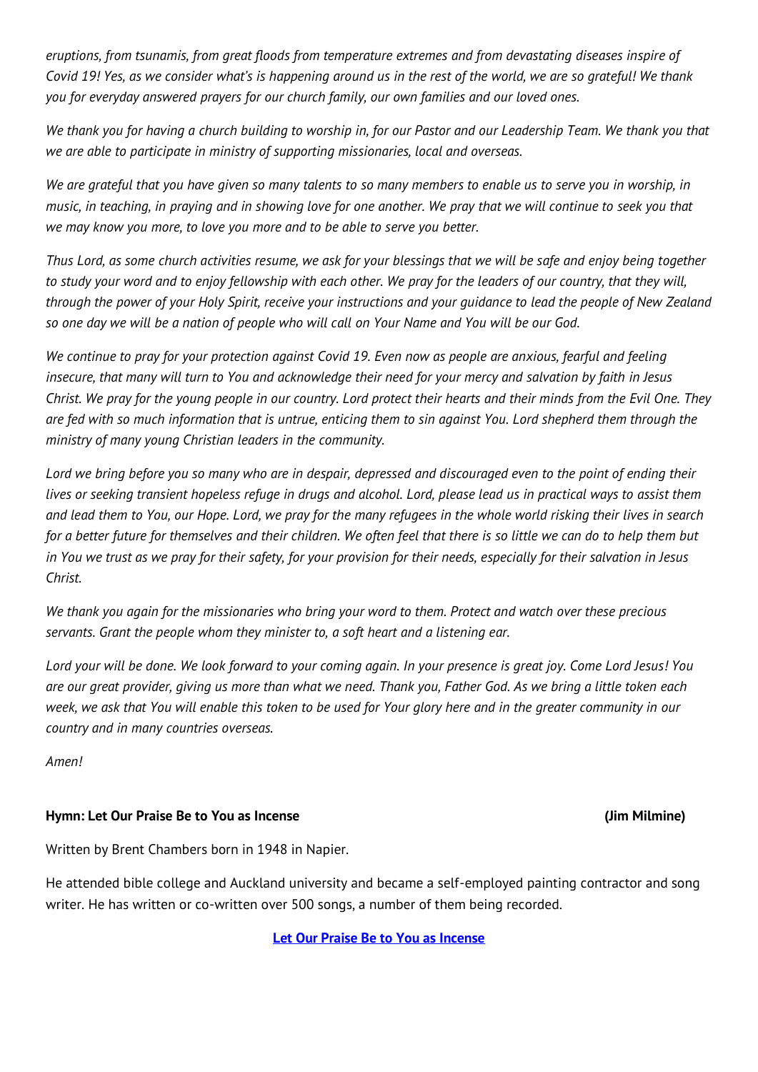*eruptions, from tsunamis, from great floods from temperature extremes and from devastating diseases inspire of Covid 19! Yes, as we consider what's is happening around us in the rest of the world, we are so grateful! We thank you for everyday answered prayers for our church family, our own families and our loved ones.*

*We thank you for having a church building to worship in, for our Pastor and our Leadership Team. We thank you that we are able to participate in ministry of supporting missionaries, local and overseas.*

*We are grateful that you have given so many talents to so many members to enable us to serve you in worship, in music, in teaching, in praying and in showing love for one another. We pray that we will continue to seek you that we may know you more, to love you more and to be able to serve you better.*

*Thus Lord, as some church activities resume, we ask for your blessings that we will be safe and enjoy being together to study your word and to enjoy fellowship with each other. We pray for the leaders of our country, that they will, through the power of your Holy Spirit, receive your instructions and your guidance to lead the people of New Zealand so one day we will be a nation of people who will call on Your Name and You will be our God.*

*We continue to pray for your protection against Covid 19. Even now as people are anxious, fearful and feeling insecure, that many will turn to You and acknowledge their need for your mercy and salvation by faith in Jesus Christ. We pray for the young people in our country. Lord protect their hearts and their minds from the Evil One. They are fed with so much information that is untrue, enticing them to sin against You. Lord shepherd them through the ministry of many young Christian leaders in the community.*

*Lord we bring before you so many who are in despair, depressed and discouraged even to the point of ending their lives or seeking transient hopeless refuge in drugs and alcohol. Lord, please lead us in practical ways to assist them and lead them to You, our Hope. Lord, we pray for the many refugees in the whole world risking their lives in search for a better future for themselves and their children. We often feel that there is so little we can do to help them but in You we trust as we pray for their safety, for your provision for their needs, especially for their salvation in Jesus Christ.*

*We thank you again for the missionaries who bring your word to them. Protect and watch over these precious servants. Grant the people whom they minister to, a soft heart and a listening ear.*

*Lord your will be done. We look forward to your coming again. In your presence is great joy. Come Lord Jesus! You are our great provider, giving us more than what we need. Thank you, Father God. As we bring a little token each week, we ask that You will enable this token to be used for Your glory here and in the greater community in our country and in many countries overseas.*

*Amen!*

**Hymn: Let Our Praise Be to You as Incense** **(Jim Milmine)**

Written by Brent Chambers born in 1948 in Napier.

He attended bible college and Auckland university and became a self-employed painting contractor and song writer. He has written or co-written over 500 songs, a number of them being recorded.

**Let Our Praise Be to You as Incense**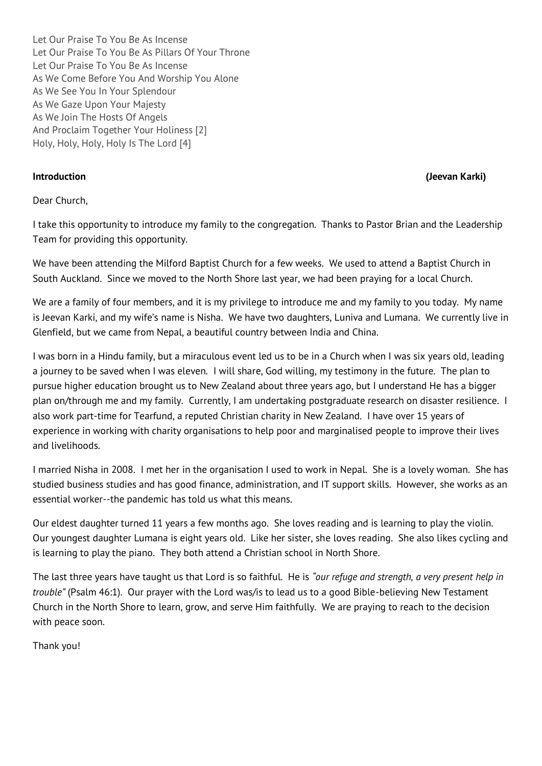Let Our Praise To You Be As Incense  
Let Our Praise To You Be As Pillars Of Your Throne  
Let Our Praise To You Be As Incense  
As We Come Before You And Worship You Alone  
As We See You In Your Splendour  
As We Gaze Upon Your Majesty  
As We Join The Hosts Of Angels  
And Proclaim Together Your Holiness [2]  
Holy, Holy, Holy, Holy Is The Lord [4]

**Introduction** **(Jeevan Karki)**

Dear Church,

I take this opportunity to introduce my family to the congregation. Thanks to Pastor Brian and the Leadership Team for providing this opportunity.

We have been attending the Milford Baptist Church for a few weeks. We used to attend a Baptist Church in South Auckland. Since we moved to the North Shore last year, we had been praying for a local Church.

We are a family of four members, and it is my privilege to introduce me and my family to you today. My name is Jeevan Karki, and my wife's name is Nisha. We have two daughters, Luniva and Lumana. We currently live in Glenfield, but we came from Nepal, a beautiful country between India and China.

I was born in a Hindu family, but a miraculous event led us to be in a Church when I was six years old, leading a journey to be saved when I was eleven. I will share, God willing, my testimony in the future. The plan to pursue higher education brought us to New Zealand about three years ago, but I understand He has a bigger plan on/through me and my family. Currently, I am undertaking postgraduate research on disaster resilience. I also work part-time for Tearfund, a reputed Christian charity in New Zealand. I have over 15 years of experience in working with charity organisations to help poor and marginalised people to improve their lives and livelihoods.

I married Nisha in 2008. I met her in the organisation I used to work in Nepal. She is a lovely woman. She has studied business studies and has good finance, administration, and IT support skills. However, she works as an essential worker--the pandemic has told us what this means.

Our eldest daughter turned 11 years a few months ago. She loves reading and is learning to play the violin. Our youngest daughter Lumana is eight years old. Like her sister, she loves reading. She also likes cycling and is learning to play the piano. They both attend a Christian school in North Shore.

The last three years have taught us that Lord is so faithful. He is *"our refuge and strength, a very present help in trouble"* (Psalm 46:1). Our prayer with the Lord was/is to lead us to a good Bible-believing New Testament Church in the North Shore to learn, grow, and serve Him faithfully. We are praying to reach to the decision with peace soon.

Thank you!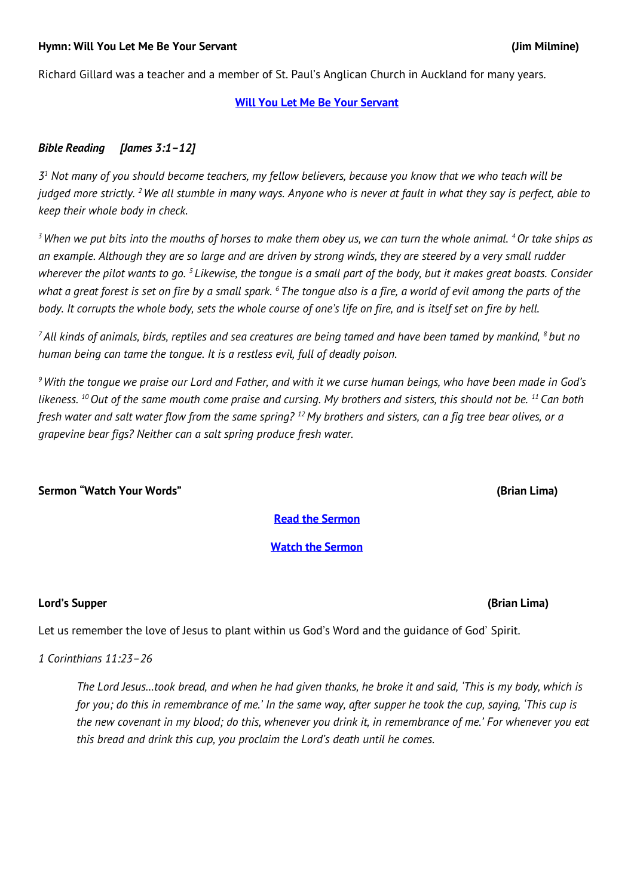**Hymn: Will You Let Me Be Your Servant** **(Jim Milmine)**

Richard Gillard was a teacher and a member of St. Paul's Anglican Church in Auckland for many years.

**Will You Let Me Be Your Servant**

***Bible Reading [James 3:1–12]***

*3[1] Not many of you should become teachers, my fellow believers, because you know that we who teach will be judged more strictly. [2] We all stumble in many ways. Anyone who is never at fault in what they say is perfect, able to keep their whole body in check.*

*[3] When we put bits into the mouths of horses to make them obey us, we can turn the whole animal. [4] Or take ships as an example. Although they are so large and are driven by strong winds, they are steered by a very small rudder wherever the pilot wants to go. [5] Likewise, the tongue is a small part of the body, but it makes great boasts. Consider what a great forest is set on fire by a small spark. [6] The tongue also is a fire, a world of evil among the parts of the body. It corrupts the whole body, sets the whole course of one's life on fire, and is itself set on fire by hell.*

*[7] All kinds of animals, birds, reptiles and sea creatures are being tamed and have been tamed by mankind, [8] but no human being can tame the tongue. It is a restless evil, full of deadly poison.*

*[9] With the tongue we praise our Lord and Father, and with it we curse human beings, who have been made in God's likeness. [10] Out of the same mouth come praise and cursing. My brothers and sisters, this should not be. [11] Can both fresh water and salt water flow from the same spring? [12] My brothers and sisters, can a fig tree bear olives, or a grapevine bear figs? Neither can a salt spring produce fresh water.*

**Sermon "Watch Your Words"** **(Brian Lima)**

**Read the Sermon**

**Watch the Sermon**

**Lord's Supper** **(Brian Lima)**

Let us remember the love of Jesus to plant within us God's Word and the guidance of God' Spirit.

*1 Corinthians 11:23–26*

> *The Lord Jesus…took bread, and when he had given thanks, he broke it and said, 'This is my body, which is for you; do this in remembrance of me.' In the same way, after supper he took the cup, saying, 'This cup is the new covenant in my blood; do this, whenever you drink it, in remembrance of me.' For whenever you eat this bread and drink this cup, you proclaim the Lord's death until he comes.*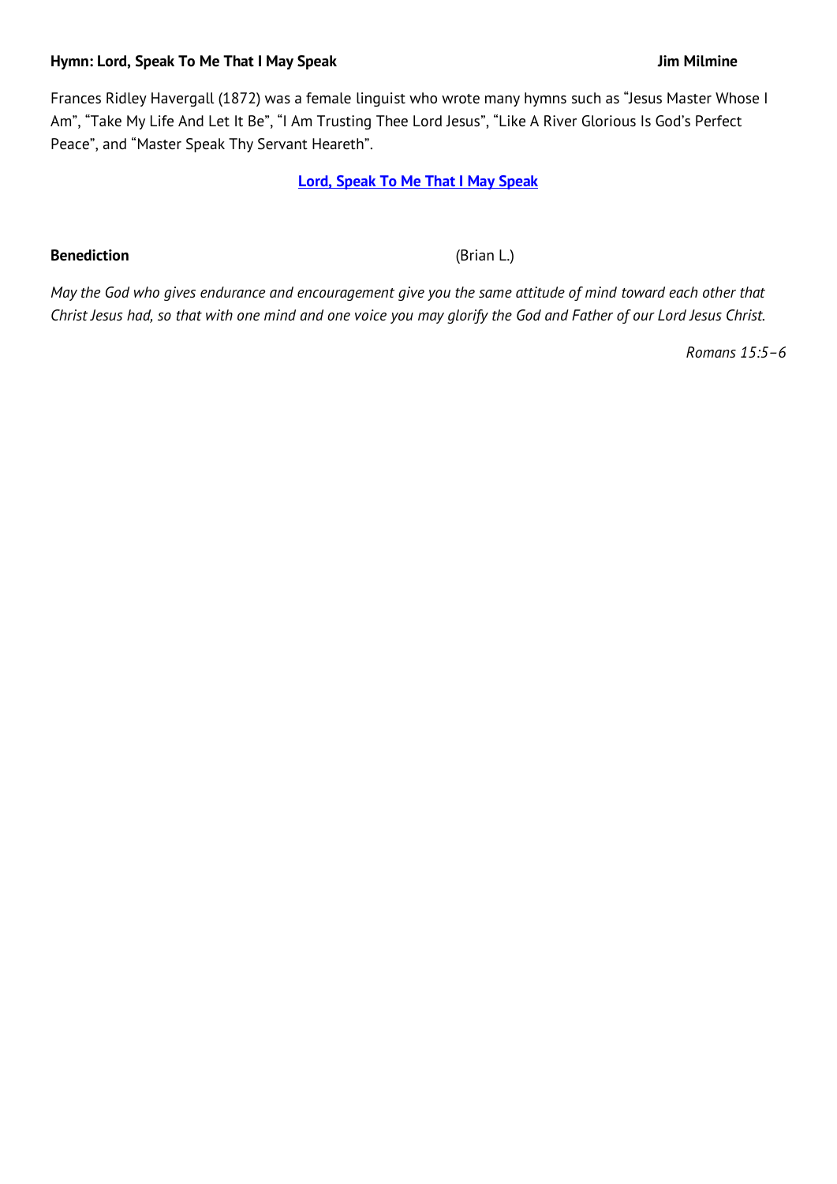**Hymn: Lord, Speak To Me That I May Speak** **Jim Milmine**

Frances Ridley Havergall (1872) was a female linguist who wrote many hymns such as "Jesus Master Whose I Am", "Take My Life And Let It Be", "I Am Trusting Thee Lord Jesus", "Like A River Glorious Is God's Perfect Peace", and "Master Speak Thy Servant Heareth".

**Lord, Speak To Me That I May Speak**

**Benediction** (Brian L.)

*May the God who gives endurance and encouragement give you the same attitude of mind toward each other that Christ Jesus had, so that with one mind and one voice you may glorify the God and Father of our Lord Jesus Christ.*

*Romans 15:5–6*